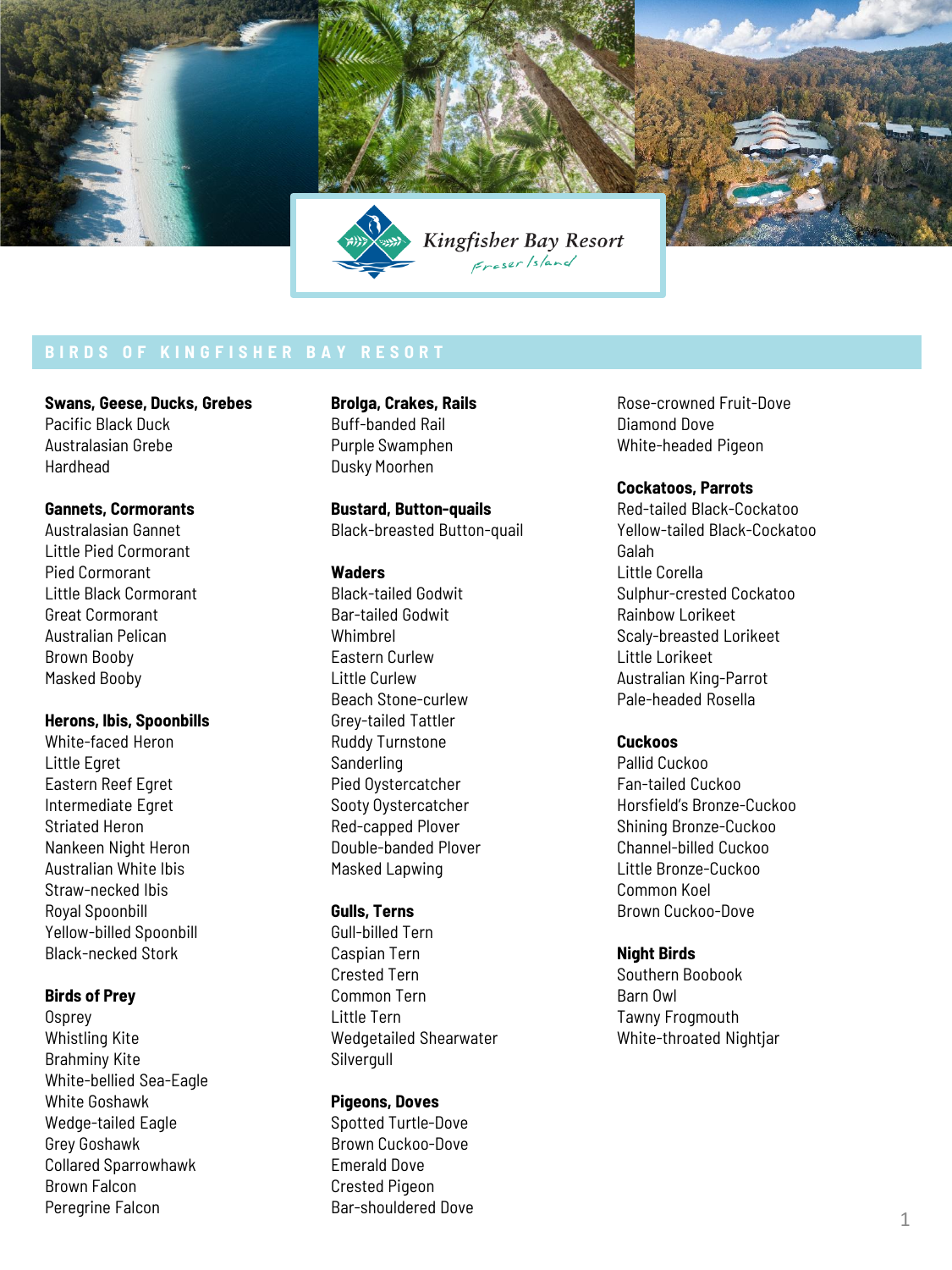Kingfisher Bay Resort

Fraser Island

## BIRDS OF KINGFISHER BAY RESORT

**Swans, Geese, Ducks, Grebes**
Pacific Black Duck
Australasian Grebe
Hardhead

**Gannets, Cormorants**
Australasian Gannet
Little Pied Cormorant
Pied Cormorant
Little Black Cormorant
Great Cormorant
Australian Pelican
Brown Booby
Masked Booby

**Herons, Ibis, Spoonbills**
White-faced Heron
Little Egret
Eastern Reef Egret
Intermediate Egret
Striated Heron
Nankeen Night Heron
Australian White Ibis
Straw-necked Ibis
Royal Spoonbill
Yellow-billed Spoonbill
Black-necked Stork

**Birds of Prey**
Osprey
Whistling Kite
Brahminy Kite
White-bellied Sea-Eagle
White Goshawk
Wedge-tailed Eagle
Grey Goshawk
Collared Sparrowhawk
Brown Falcon
Peregrine Falcon

**Brolga, Crakes, Rails**
Buff-banded Rail
Purple Swamphen
Dusky Moorhen

**Bustard, Button-quails**
Black-breasted Button-quail

**Waders**
Black-tailed Godwit
Bar-tailed Godwit
Whimbrel
Eastern Curlew
Little Curlew
Beach Stone-curlew
Grey-tailed Tattler
Ruddy Turnstone
Sanderling
Pied Oystercatcher
Sooty Oystercatcher
Red-capped Plover
Double-banded Plover
Masked Lapwing

**Gulls, Terns**
Gull-billed Tern
Caspian Tern
Crested Tern
Common Tern
Little Tern
Wedgetailed Shearwater
Silvergull

**Pigeons, Doves**
Spotted Turtle-Dove
Brown Cuckoo-Dove
Emerald Dove
Crested Pigeon
Bar-shouldered Dove
Rose-crowned Fruit-Dove
Diamond Dove
White-headed Pigeon

**Cockatoos, Parrots**
Red-tailed Black-Cockatoo
Yellow-tailed Black-Cockatoo
Galah
Little Corella
Sulphur-crested Cockatoo
Rainbow Lorikeet
Scaly-breasted Lorikeet
Little Lorikeet
Australian King-Parrot
Pale-headed Rosella

**Cuckoos**
Pallid Cuckoo
Fan-tailed Cuckoo
Horsfield's Bronze-Cuckoo
Shining Bronze-Cuckoo
Channel-billed Cuckoo
Little Bronze-Cuckoo
Common Koel
Brown Cuckoo-Dove

**Night Birds**
Southern Boobook
Barn Owl
Tawny Frogmouth
White-throated Nightjar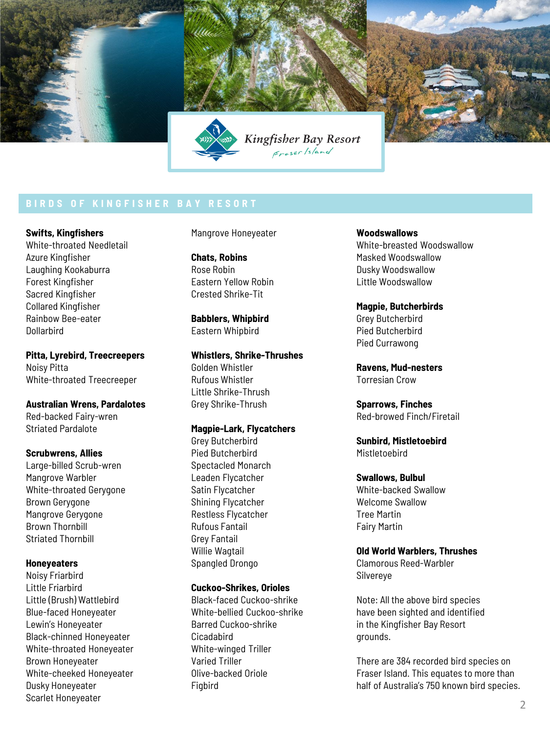Kingfisher Bay Resort

*Fraser Island*

## BIRDS OF KINGFISHER BAY RESORT

**Swifts, Kingfishers**
White-throated Needletail
Azure Kingfisher
Laughing Kookaburra
Forest Kingfisher
Sacred Kingfisher
Collared Kingfisher
Rainbow Bee-eater
Dollarbird

**Pitta, Lyrebird, Treecreepers**
Noisy Pitta
White-throated Treecreeper

**Australian Wrens, Pardalotes**
Red-backed Fairy-wren
Striated Pardalote

**Scrubwrens, Allies**
Large-billed Scrub-wren
Mangrove Warbler
White-throated Gerygone
Brown Gerygone
Mangrove Gerygone
Brown Thornbill
Striated Thornbill

**Honeyeaters**
Noisy Friarbird
Little Friarbird
Little (Brush) Wattlebird
Blue-faced Honeyeater
Lewin's Honeyeater
Black-chinned Honeyeater
White-throated Honeyeater
Brown Honeyeater
White-cheeked Honeyeater
Dusky Honeyeater
Scarlet Honeyeater
Mangrove Honeyeater

**Chats, Robins**
Rose Robin
Eastern Yellow Robin
Crested Shrike-Tit

**Babblers, Whipbird**
Eastern Whipbird

**Whistlers, Shrike-Thrushes**
Golden Whistler
Rufous Whistler
Little Shrike-Thrush
Grey Shrike-Thrush

**Magpie-Lark, Flycatchers**
Grey Butcherbird
Pied Butcherbird
Spectacled Monarch
Leaden Flycatcher
Satin Flycatcher
Shining Flycatcher
Restless Flycatcher
Rufous Fantail
Grey Fantail
Willie Wagtail
Spangled Drongo

**Cuckoo-Shrikes, Orioles**
Black-faced Cuckoo-shrike
White-bellied Cuckoo-shrike
Barred Cuckoo-shrike
Cicadabird
White-winged Triller
Varied Triller
Olive-backed Oriole
Figbird

**Woodswallows**
White-breasted Woodswallow
Masked Woodswallow
Dusky Woodswallow
Little Woodswallow

**Magpie, Butcherbirds**
Grey Butcherbird
Pied Butcherbird
Pied Currawong

**Ravens, Mud-nesters**
Torresian Crow

**Sparrows, Finches**
Red-browed Finch/Firetail

**Sunbird, Mistletoebird**
Mistletoebird

**Swallows, Bulbul**
White-backed Swallow
Welcome Swallow
Tree Martin
Fairy Martin

**Old World Warblers, Thrushes**
Clamorous Reed-Warbler
Silvereye

Note: All the above bird species have been sighted and identified in the Kingfisher Bay Resort grounds.

There are 384 recorded bird species on Fraser Island. This equates to more than half of Australia's 750 known bird species.